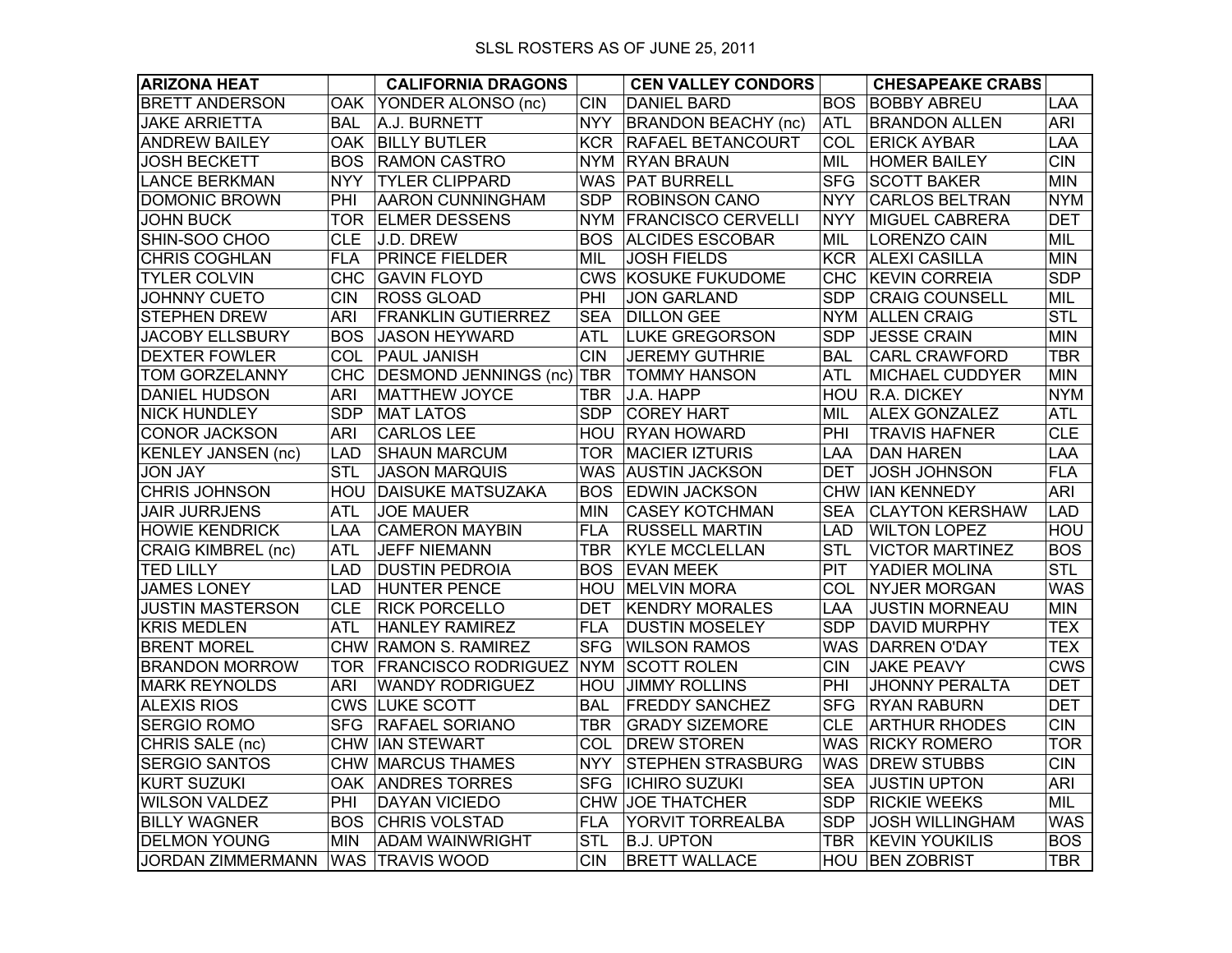SLSL ROSTERS AS OF JUNE 25, 2011

| ARIZONA HEAT | | CALIFORNIA DRAGONS | | CEN VALLEY CONDORS | | CHESAPEAKE CRABS | |
|---|---|---|---|---|---|---|---|
| BRETT ANDERSON | OAK | YONDER ALONSO (nc) | CIN | DANIEL BARD | BOS | BOBBY ABREU | LAA |
| JAKE ARRIETTA | BAL | A.J. BURNETT | NYY | BRANDON BEACHY (nc) | ATL | BRANDON ALLEN | ARI |
| ANDREW BAILEY | OAK | BILLY BUTLER | KCR | RAFAEL BETANCOURT | COL | ERICK AYBAR | LAA |
| JOSH BECKETT | BOS | RAMON CASTRO | NYM | RYAN BRAUN | MIL | HOMER BAILEY | CIN |
| LANCE BERKMAN | NYY | TYLER CLIPPARD | WAS | PAT BURRELL | SFG | SCOTT BAKER | MIN |
| DOMONIC BROWN | PHI | AARON CUNNINGHAM | SDP | ROBINSON CANO | NYY | CARLOS BELTRAN | NYM |
| JOHN BUCK | TOR | ELMER DESSENS | NYM | FRANCISCO CERVELLI | NYY | MIGUEL CABRERA | DET |
| SHIN-SOO CHOO | CLE | J.D. DREW | BOS | ALCIDES ESCOBAR | MIL | LORENZO CAIN | MIL |
| CHRIS COGHLAN | FLA | PRINCE FIELDER | MIL | JOSH FIELDS | KCR | ALEXI CASILLA | MIN |
| TYLER COLVIN | CHC | GAVIN FLOYD | CWS | KOSUKE FUKUDOME | CHC | KEVIN CORREIA | SDP |
| JOHNNY CUETO | CIN | ROSS GLOAD | PHI | JON GARLAND | SDP | CRAIG COUNSELL | MIL |
| STEPHEN DREW | ARI | FRANKLIN GUTIERREZ | SEA | DILLON GEE | NYM | ALLEN CRAIG | STL |
| JACOBY ELLSBURY | BOS | JASON HEYWARD | ATL | LUKE GREGORSON | SDP | JESSE CRAIN | MIN |
| DEXTER FOWLER | COL | PAUL JANISH | CIN | JEREMY GUTHRIE | BAL | CARL CRAWFORD | TBR |
| TOM GORZELANNY | CHC | DESMOND JENNINGS (nc) | TBR | TOMMY HANSON | ATL | MICHAEL CUDDYER | MIN |
| DANIEL HUDSON | ARI | MATTHEW JOYCE | TBR | J.A. HAPP | HOU | R.A. DICKEY | NYM |
| NICK HUNDLEY | SDP | MAT LATOS | SDP | COREY HART | MIL | ALEX GONZALEZ | ATL |
| CONOR JACKSON | ARI | CARLOS LEE | HOU | RYAN HOWARD | PHI | TRAVIS HAFNER | CLE |
| KENLEY JANSEN (nc) | LAD | SHAUN MARCUM | TOR | MACIER IZTURIS | LAA | DAN HAREN | LAA |
| JON JAY | STL | JASON MARQUIS | WAS | AUSTIN JACKSON | DET | JOSH JOHNSON | FLA |
| CHRIS JOHNSON | HOU | DAISUKE MATSUZAKA | BOS | EDWIN JACKSON | CHW | IAN KENNEDY | ARI |
| JAIR JURRJENS | ATL | JOE MAUER | MIN | CASEY KOTCHMAN | SEA | CLAYTON KERSHAW | LAD |
| HOWIE KENDRICK | LAA | CAMERON MAYBIN | FLA | RUSSELL MARTIN | LAD | WILTON LOPEZ | HOU |
| CRAIG KIMBREL (nc) | ATL | JEFF NIEMANN | TBR | KYLE MCCLELLAN | STL | VICTOR MARTINEZ | BOS |
| TED LILLY | LAD | DUSTIN PEDROIA | BOS | EVAN MEEK | PIT | YADIER MOLINA | STL |
| JAMES LONEY | LAD | HUNTER PENCE | HOU | MELVIN MORA | COL | NYJER MORGAN | WAS |
| JUSTIN MASTERSON | CLE | RICK PORCELLO | DET | KENDRY MORALES | LAA | JUSTIN MORNEAU | MIN |
| KRIS MEDLEN | ATL | HANLEY RAMIREZ | FLA | DUSTIN MOSELEY | SDP | DAVID MURPHY | TEX |
| BRENT MOREL | CHW | RAMON S. RAMIREZ | SFG | WILSON RAMOS | WAS | DARREN O'DAY | TEX |
| BRANDON MORROW | TOR | FRANCISCO RODRIGUEZ | NYM | SCOTT ROLEN | CIN | JAKE PEAVY | CWS |
| MARK REYNOLDS | ARI | WANDY RODRIGUEZ | HOU | JIMMY ROLLINS | PHI | JHONNY PERALTA | DET |
| ALEXIS RIOS | CWS | LUKE SCOTT | BAL | FREDDY SANCHEZ | SFG | RYAN RABURN | DET |
| SERGIO ROMO | SFG | RAFAEL SORIANO | TBR | GRADY SIZEMORE | CLE | ARTHUR RHODES | CIN |
| CHRIS SALE (nc) | CHW | IAN STEWART | COL | DREW STOREN | WAS | RICKY ROMERO | TOR |
| SERGIO SANTOS | CHW | MARCUS THAMES | NYY | STEPHEN STRASBURG | WAS | DREW STUBBS | CIN |
| KURT SUZUKI | OAK | ANDRES TORRES | SFG | ICHIRO SUZUKI | SEA | JUSTIN UPTON | ARI |
| WILSON VALDEZ | PHI | DAYAN VICIEDO | CHW | JOE THATCHER | SDP | RICKIE WEEKS | MIL |
| BILLY WAGNER | BOS | CHRIS VOLSTAD | FLA | YORVIT TORREALBA | SDP | JOSH WILLINGHAM | WAS |
| DELMON YOUNG | MIN | ADAM WAINWRIGHT | STL | B.J. UPTON | TBR | KEVIN YOUKILIS | BOS |
| JORDAN ZIMMERMANN | WAS | TRAVIS WOOD | CIN | BRETT WALLACE | HOU | BEN ZOBRIST | TBR |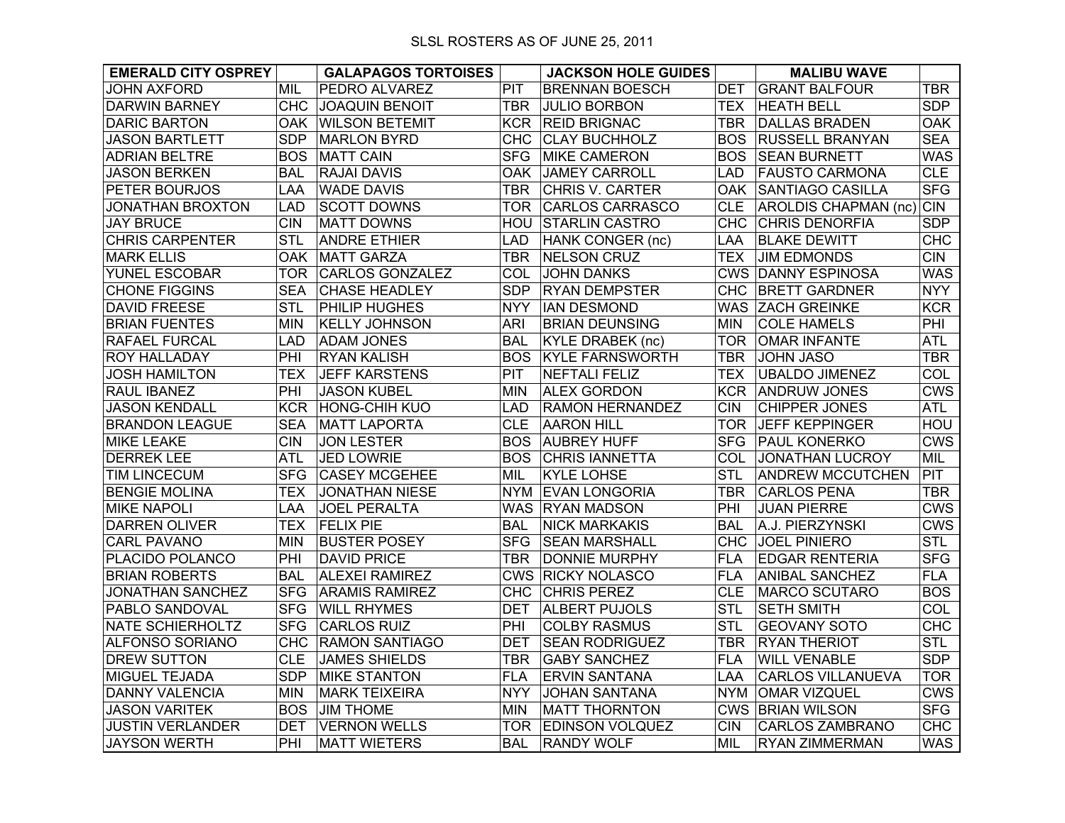SLSL ROSTERS AS OF JUNE 25, 2011

| EMERALD CITY OSPREY | | GALAPAGOS TORTOISES | | JACKSON HOLE GUIDES | | MALIBU WAVE | |
|---|---|---|---|---|---|---|---|
| JOHN AXFORD | MIL | PEDRO ALVAREZ | PIT | BRENNAN BOESCH | DET | GRANT BALFOUR | TBR |
| DARWIN BARNEY | CHC | JOAQUIN BENOIT | TBR | JULIO BORBON | TEX | HEATH BELL | SDP |
| DARIC BARTON | OAK | WILSON BETEMIT | KCR | REID BRIGNAC | TBR | DALLAS BRADEN | OAK |
| JASON BARTLETT | SDP | MARLON BYRD | CHC | CLAY BUCHHOLZ | BOS | RUSSELL BRANYAN | SEA |
| ADRIAN BELTRE | BOS | MATT CAIN | SFG | MIKE CAMERON | BOS | SEAN BURNETT | WAS |
| JASON BERKEN | BAL | RAJAI DAVIS | OAK | JAMEY CARROLL | LAD | FAUSTO CARMONA | CLE |
| PETER BOURJOS | LAA | WADE DAVIS | TBR | CHRIS V. CARTER | OAK | SANTIAGO CASILLA | SFG |
| JONATHAN BROXTON | LAD | SCOTT DOWNS | TOR | CARLOS CARRASCO | CLE | AROLDIS CHAPMAN (nc) | CIN |
| JAY BRUCE | CIN | MATT DOWNS | HOU | STARLIN CASTRO | CHC | CHRIS DENORFIA | SDP |
| CHRIS CARPENTER | STL | ANDRE ETHIER | LAD | HANK CONGER (nc) | LAA | BLAKE DEWITT | CHC |
| MARK ELLIS | OAK | MATT GARZA | TBR | NELSON CRUZ | TEX | JIM EDMONDS | CIN |
| YUNEL ESCOBAR | TOR | CARLOS GONZALEZ | COL | JOHN DANKS | CWS | DANNY ESPINOSA | WAS |
| CHONE FIGGINS | SEA | CHASE HEADLEY | SDP | RYAN DEMPSTER | CHC | BRETT GARDNER | NYY |
| DAVID FREESE | STL | PHILIP HUGHES | NYY | IAN DESMOND | WAS | ZACH GREINKE | KCR |
| BRIAN FUENTES | MIN | KELLY JOHNSON | ARI | BRIAN DEUNSING | MIN | COLE HAMELS | PHI |
| RAFAEL FURCAL | LAD | ADAM JONES | BAL | KYLE DRABEK (nc) | TOR | OMAR INFANTE | ATL |
| ROY HALLADAY | PHI | RYAN KALISH | BOS | KYLE FARNSWORTH | TBR | JOHN JASO | TBR |
| JOSH HAMILTON | TEX | JEFF KARSTENS | PIT | NEFTALI FELIZ | TEX | UBALDO JIMENEZ | COL |
| RAUL IBANEZ | PHI | JASON KUBEL | MIN | ALEX GORDON | KCR | ANDRUW JONES | CWS |
| JASON KENDALL | KCR | HONG-CHIH KUO | LAD | RAMON HERNANDEZ | CIN | CHIPPER JONES | ATL |
| BRANDON LEAGUE | SEA | MATT LAPORTA | CLE | AARON HILL | TOR | JEFF KEPPINGER | HOU |
| MIKE LEAKE | CIN | JON LESTER | BOS | AUBREY HUFF | SFG | PAUL KONERKO | CWS |
| DERREK LEE | ATL | JED LOWRIE | BOS | CHRIS IANNETTA | COL | JONATHAN LUCROY | MIL |
| TIM LINCECUM | SFG | CASEY MCGEHEE | MIL | KYLE LOHSE | STL | ANDREW MCCUTCHEN | PIT |
| BENGIE MOLINA | TEX | JONATHAN NIESE | NYM | EVAN LONGORIA | TBR | CARLOS PENA | TBR |
| MIKE NAPOLI | LAA | JOEL PERALTA | WAS | RYAN MADSON | PHI | JUAN PIERRE | CWS |
| DARREN OLIVER | TEX | FELIX PIE | BAL | NICK MARKAKIS | BAL | A.J. PIERZYNSKI | CWS |
| CARL PAVANO | MIN | BUSTER POSEY | SFG | SEAN MARSHALL | CHC | JOEL PINIERO | STL |
| PLACIDO POLANCO | PHI | DAVID PRICE | TBR | DONNIE MURPHY | FLA | EDGAR RENTERIA | SFG |
| BRIAN ROBERTS | BAL | ALEXEI RAMIREZ | CWS | RICKY NOLASCO | FLA | ANIBAL SANCHEZ | FLA |
| JONATHAN SANCHEZ | SFG | ARAMIS RAMIREZ | CHC | CHRIS PEREZ | CLE | MARCO SCUTARO | BOS |
| PABLO SANDOVAL | SFG | WILL RHYMES | DET | ALBERT PUJOLS | STL | SETH SMITH | COL |
| NATE SCHIERHOLTZ | SFG | CARLOS RUIZ | PHI | COLBY RASMUS | STL | GEOVANY SOTO | CHC |
| ALFONSO SORIANO | CHC | RAMON SANTIAGO | DET | SEAN RODRIGUEZ | TBR | RYAN THERIOT | STL |
| DREW SUTTON | CLE | JAMES SHIELDS | TBR | GABY SANCHEZ | FLA | WILL VENABLE | SDP |
| MIGUEL TEJADA | SDP | MIKE STANTON | FLA | ERVIN SANTANA | LAA | CARLOS VILLANUEVA | TOR |
| DANNY VALENCIA | MIN | MARK TEIXEIRA | NYY | JOHAN SANTANA | NYM | OMAR VIZQUEL | CWS |
| JASON VARITEK | BOS | JIM THOME | MIN | MATT THORNTON | CWS | BRIAN WILSON | SFG |
| JUSTIN VERLANDER | DET | VERNON WELLS | TOR | EDINSON VOLQUEZ | CIN | CARLOS ZAMBRANO | CHC |
| JAYSON WERTH | PHI | MATT WIETERS | BAL | RANDY WOLF | MIL | RYAN ZIMMERMAN | WAS |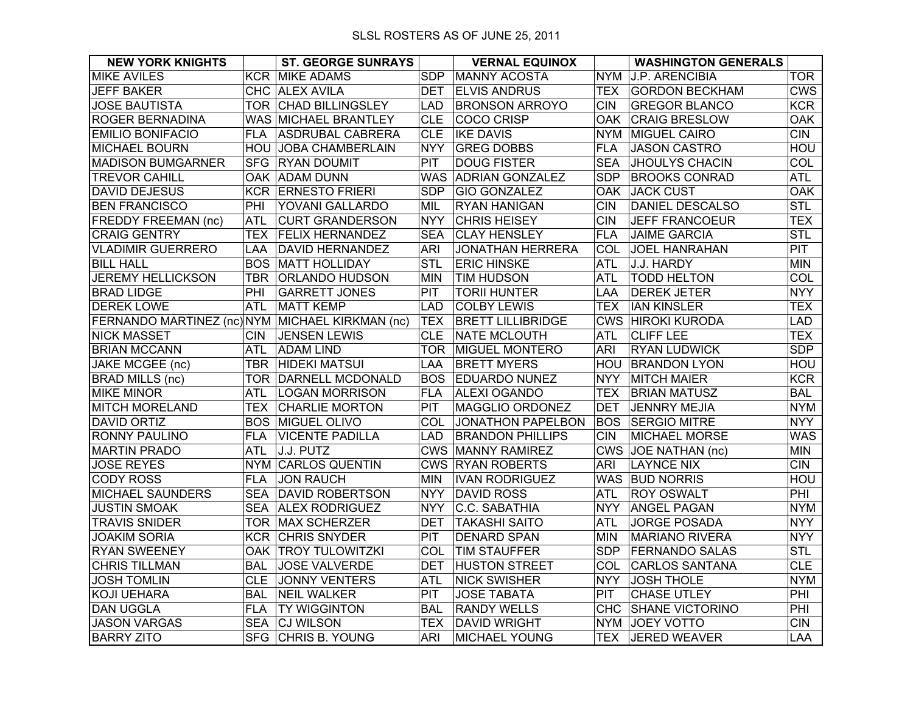SLSL ROSTERS AS OF JUNE 25, 2011

| NEW YORK KNIGHTS | | ST. GEORGE SUNRAYS | | VERNAL EQUINOX | | WASHINGTON GENERALS | |
|---|---|---|---|---|---|---|---|
| MIKE AVILES | KCR | MIKE ADAMS | SDP | MANNY ACOSTA | NYM | J.P. ARENCIBIA | TOR |
| JEFF BAKER | CHC | ALEX AVILA | DET | ELVIS ANDRUS | TEX | GORDON BECKHAM | CWS |
| JOSE BAUTISTA | TOR | CHAD BILLINGSLEY | LAD | BRONSON ARROYO | CIN | GREGOR BLANCO | KCR |
| ROGER BERNADINA | WAS | MICHAEL BRANTLEY | CLE | COCO CRISP | OAK | CRAIG BRESLOW | OAK |
| EMILIO BONIFACIO | FLA | ASDRUBAL CABRERA | CLE | IKE DAVIS | NYM | MIGUEL CAIRO | CIN |
| MICHAEL BOURN | HOU | JOBA CHAMBERLAIN | NYY | GREG DOBBS | FLA | JASON CASTRO | HOU |
| MADISON BUMGARNER | SFG | RYAN DOUMIT | PIT | DOUG FISTER | SEA | JHOULYS CHACIN | COL |
| TREVOR CAHILL | OAK | ADAM DUNN | WAS | ADRIAN GONZALEZ | SDP | BROOKS CONRAD | ATL |
| DAVID DEJESUS | KCR | ERNESTO FRIERI | SDP | GIO GONZALEZ | OAK | JACK CUST | OAK |
| BEN FRANCISCO | PHI | YOVANI GALLARDO | MIL | RYAN HANIGAN | CIN | DANIEL DESCALSO | STL |
| FREDDY FREEMAN (nc) | ATL | CURT GRANDERSON | NYY | CHRIS HEISEY | CIN | JEFF FRANCOEUR | TEX |
| CRAIG GENTRY | TEX | FELIX HERNANDEZ | SEA | CLAY HENSLEY | FLA | JAIME GARCIA | STL |
| VLADIMIR GUERRERO | LAA | DAVID HERNANDEZ | ARI | JONATHAN HERRERA | COL | JOEL HANRAHAN | PIT |
| BILL HALL | BOS | MATT HOLLIDAY | STL | ERIC HINSKE | ATL | J.J. HARDY | MIN |
| JEREMY HELLICKSON | TBR | ORLANDO HUDSON | MIN | TIM HUDSON | ATL | TODD HELTON | COL |
| BRAD LIDGE | PHI | GARRETT JONES | PIT | TORII HUNTER | LAA | DEREK JETER | NYY |
| DEREK LOWE | ATL | MATT KEMP | LAD | COLBY LEWIS | TEX | IAN KINSLER | TEX |
| FERNANDO MARTINEZ (nc) | NYM | MICHAEL KIRKMAN (nc) | TEX | BRETT LILLIBRIDGE | CWS | HIROKI KURODA | LAD |
| NICK MASSET | CIN | JENSEN LEWIS | CLE | NATE MCLOUTH | ATL | CLIFF LEE | TEX |
| BRIAN MCCANN | ATL | ADAM LIND | TOR | MIGUEL MONTERO | ARI | RYAN LUDWICK | SDP |
| JAKE MCGEE (nc) | TBR | HIDEKI MATSUI | LAA | BRETT MYERS | HOU | BRANDON LYON | HOU |
| BRAD MILLS (nc) | TOR | DARNELL MCDONALD | BOS | EDUARDO NUNEZ | NYY | MITCH MAIER | KCR |
| MIKE MINOR | ATL | LOGAN MORRISON | FLA | ALEXI OGANDO | TEX | BRIAN MATUSZ | BAL |
| MITCH MORELAND | TEX | CHARLIE MORTON | PIT | MAGGLIO ORDONEZ | DET | JENNRY MEJIA | NYM |
| DAVID ORTIZ | BOS | MIGUEL OLIVO | COL | JONATHON PAPELBON | BOS | SERGIO MITRE | NYY |
| RONNY PAULINO | FLA | VICENTE PADILLA | LAD | BRANDON PHILLIPS | CIN | MICHAEL MORSE | WAS |
| MARTIN PRADO | ATL | J.J. PUTZ | CWS | MANNY RAMIREZ | CWS | JOE NATHAN (nc) | MIN |
| JOSE REYES | NYM | CARLOS QUENTIN | CWS | RYAN ROBERTS | ARI | LAYNCE NIX | CIN |
| CODY ROSS | FLA | JON RAUCH | MIN | IVAN RODRIGUEZ | WAS | BUD NORRIS | HOU |
| MICHAEL SAUNDERS | SEA | DAVID ROBERTSON | NYY | DAVID ROSS | ATL | ROY OSWALT | PHI |
| JUSTIN SMOAK | SEA | ALEX RODRIGUEZ | NYY | C.C. SABATHIA | NYY | ANGEL PAGAN | NYM |
| TRAVIS SNIDER | TOR | MAX SCHERZER | DET | TAKASHI SAITO | ATL | JORGE POSADA | NYY |
| JOAKIM SORIA | KCR | CHRIS SNYDER | PIT | DENARD SPAN | MIN | MARIANO RIVERA | NYY |
| RYAN SWEENEY | OAK | TROY TULOWITZKI | COL | TIM STAUFFER | SDP | FERNANDO SALAS | STL |
| CHRIS TILLMAN | BAL | JOSE VALVERDE | DET | HUSTON STREET | COL | CARLOS SANTANA | CLE |
| JOSH TOMLIN | CLE | JONNY VENTERS | ATL | NICK SWISHER | NYY | JOSH THOLE | NYM |
| KOJI UEHARA | BAL | NEIL WALKER | PIT | JOSE TABATA | PIT | CHASE UTLEY | PHI |
| DAN UGGLA | FLA | TY WIGGINTON | BAL | RANDY WELLS | CHC | SHANE VICTORINO | PHI |
| JASON VARGAS | SEA | CJ WILSON | TEX | DAVID WRIGHT | NYM | JOEY VOTTO | CIN |
| BARRY ZITO | SFG | CHRIS B. YOUNG | ARI | MICHAEL YOUNG | TEX | JERED WEAVER | LAA |